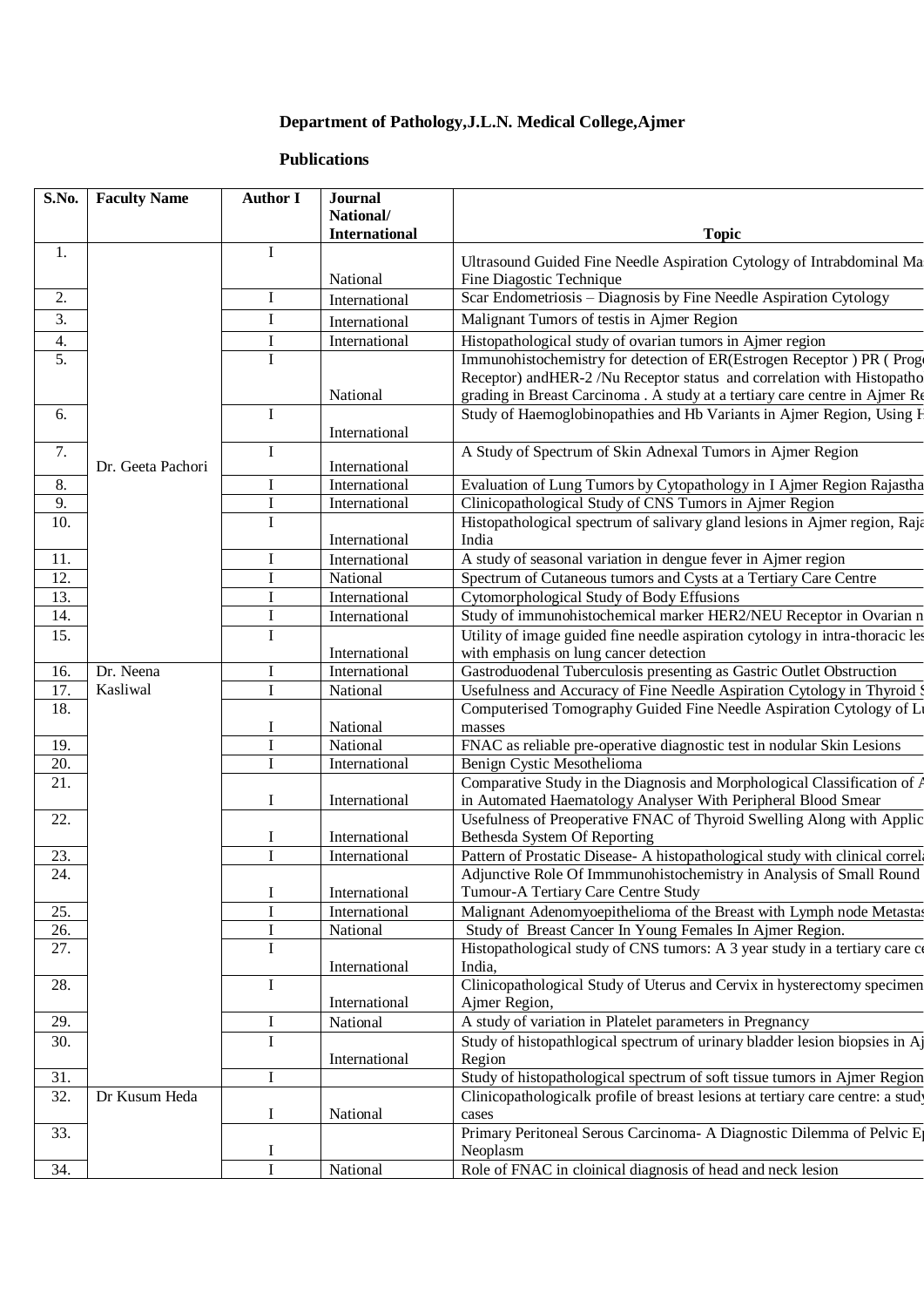**Department of Pathology,J.L.N. Medical College,Ajmer**

**Publications**

| S.No. | Faculty Name | Author I | Journal National/ International | Topic |
|---|---|---|---|---|
| 1. | Dr. Geeta Pachori | I | National | Ultrasound Guided Fine Needle Aspiration Cytology of Intrabdominal Ma Fine Diagostic Technique |
| 2. | | I | International | Scar Endometriosis – Diagnosis by Fine Needle Aspiration Cytology |
| 3. | | I | International | Malignant Tumors of testis in Ajmer Region |
| 4. | | I | International | Histopathological study of ovarian tumors in Ajmer region |
| 5. | | I | National | Immunohistochemistry for detection of ER(Estrogen Receptor ) PR ( Prog Receptor) andHER-2 /Nu Receptor status and correlation with Histopatho grading in Breast Carcinoma . A study at a tertiary care centre in Ajmer Re |
| 6. | | I | International | Study of Haemoglobinopathies and Hb Variants in Ajmer Region, Using H |
| 7. | | I | International | A Study of Spectrum of Skin Adnexal Tumors in Ajmer Region |
| 8. | | I | International | Evaluation of Lung Tumors by Cytopathology in I Ajmer Region Rajastha |
| 9. | | I | International | Clinicopathological Study of CNS Tumors in Ajmer Region |
| 10. | | I | International | Histopathological spectrum of salivary gland lesions in Ajmer region, Raja India |
| 11. | | I | International | A study of seasonal variation in dengue fever in Ajmer region |
| 12. | | I | National | Spectrum of Cutaneous tumors and Cysts at a Tertiary Care Centre |
| 13. | | I | International | Cytomorphological Study of Body Effusions |
| 14. | | I | International | Study of immunohistochemical marker HER2/NEU Receptor in Ovarian n |
| 15. | | I | International | Utility of image guided fine needle aspiration cytology in intra-thoracic les with emphasis on lung cancer detection |
| 16. | Dr. Neena Kasliwal | I | International | Gastroduodenal Tuberculosis presenting as Gastric Outlet Obstruction |
| 17. | | I | National | Usefulness and Accuracy of Fine Needle Aspiration Cytology in Thyroid S |
| 18. | | I | National | Computerised Tomography Guided Fine Needle Aspiration Cytology of Lu masses |
| 19. | | I | National | FNAC as reliable pre-operative diagnostic test in nodular Skin Lesions |
| 20. | | I | International | Benign Cystic Mesothelioma |
| 21. | | I | International | Comparative Study in the Diagnosis and Morphological Classification of A in Automated Haematology Analyser With Peripheral Blood Smear |
| 22. | | I | International | Usefulness of Preoperative FNAC of Thyroid Swelling Along with Applic Bethesda System Of Reporting |
| 23. | | I | International | Pattern of Prostatic Disease- A histopathological study with clinical correla |
| 24. | | I | International | Adjunctive Role Of Immmunohistochemistry in Analysis of Small Round Tumour-A Tertiary Care Centre Study |
| 25. | | I | International | Malignant Adenomyoepithelioma of the Breast with Lymph node Metastas |
| 26. | | I | National | Study of Breast Cancer In Young Females In Ajmer Region. |
| 27. | | I | International | Histopathological study of CNS tumors: A 3 year study in a tertiary care ce India, |
| 28. | | I | International | Clinicopathological Study of Uterus and Cervix in hysterectomy specimen Ajmer Region, |
| 29. | | I | National | A study of variation in Platelet parameters in Pregnancy |
| 30. | | I | International | Study of histopathlogical spectrum of urinary bladder lesion biopsies in Aj Region |
| 31. | | I | | Study of histopathological spectrum of soft tissue tumors in Ajmer Region |
| 32. | Dr Kusum Heda | I | National | Clinicopathologicalk profile of breast lesions at tertiary care centre: a study cases |
| 33. | | I | | Primary Peritoneal Serous Carcinoma- A Diagnostic Dilemma of Pelvic Ep Neoplasm |
| 34. | | I | National | Role of FNAC in cloinical diagnosis of head and neck lesion |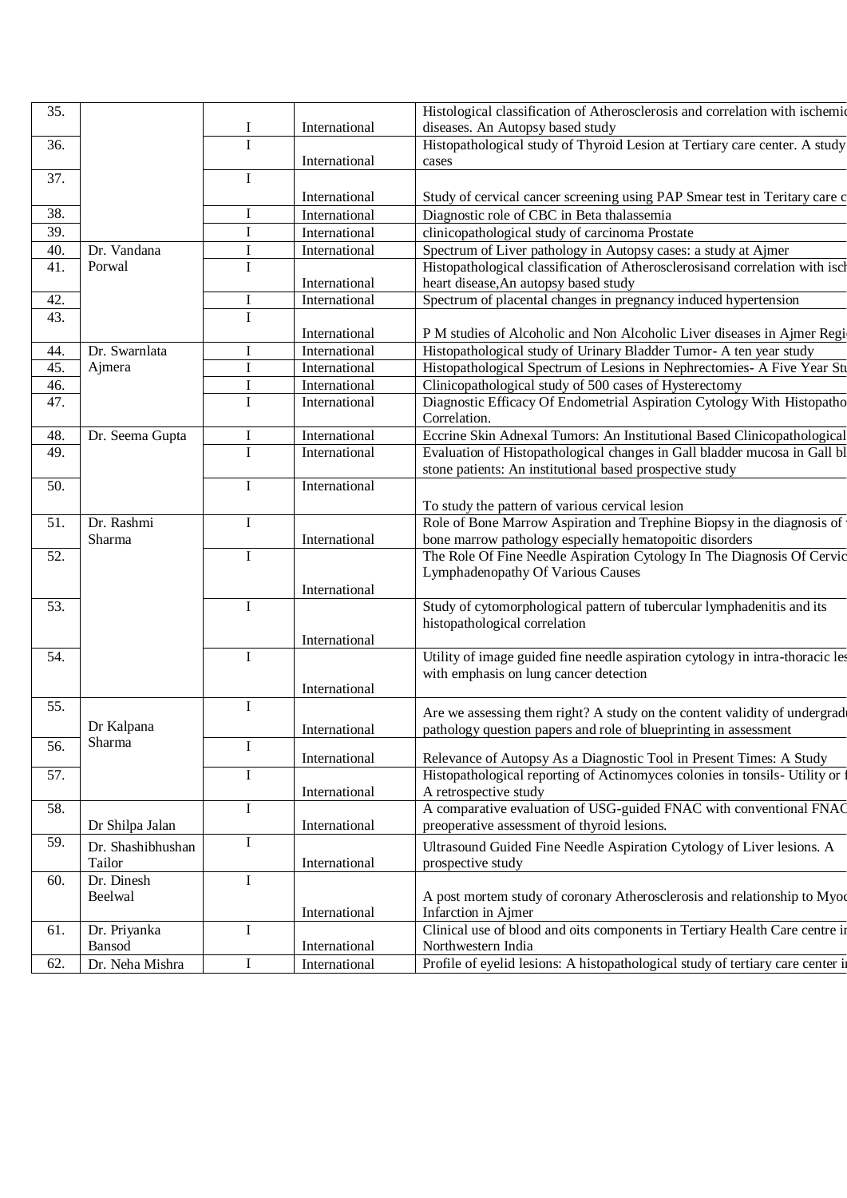| | | | | |
|---|---|---|---|---|
| 35. | | I | International | Histological classification of Atherosclerosis and correlation with ischemic diseases. An Autopsy based study |
| 36. | | I | International | Histopathological study of Thyroid Lesion at Tertiary care center. A study cases |
| 37. | | I | International | Study of cervical cancer screening using PAP Smear test in Teritary care c |
| 38. | | I | International | Diagnostic role of CBC in Beta thalassemia |
| 39. | | I | International | clinicopathological study of carcinoma Prostate |
| 40. | Dr. Vandana Porwal | I | International | Spectrum of Liver pathology in Autopsy cases: a study at Ajmer |
| 41. | | I | International | Histopathological classification of Atherosclerosisand correlation with isch heart disease,An autopsy based study |
| 42. | | I | International | Spectrum of placental changes in pregnancy induced hypertension |
| 43. | | I | International | P M studies of Alcoholic and Non Alcoholic Liver diseases in Ajmer Regi |
| 44. | Dr. Swarnlata Ajmera | I | International | Histopathological study of Urinary Bladder Tumor- A ten year study |
| 45. | | I | International | Histopathological Spectrum of Lesions in Nephrectomies- A Five Year Stu |
| 46. | | I | International | Clinicopathological study of 500 cases of Hysterectomy |
| 47. | | I | International | Diagnostic Efficacy Of Endometrial Aspiration Cytology With Histopatho Correlation. |
| 48. | Dr. Seema Gupta | I | International | Eccrine Skin Adnexal Tumors: An Institutional Based Clinicopathological |
| 49. | | I | International | Evaluation of Histopathological changes in Gall bladder mucosa in Gall bl stone patients: An institutional based prospective study |
| 50. | | I | International | To study the pattern of various cervical lesion |
| 51. | Dr. Rashmi Sharma | I | International | Role of Bone Marrow Aspiration and Trephine Biopsy in the diagnosis of bone marrow pathology especially hematopoitic disorders |
| 52. | | I | International | The Role Of Fine Needle Aspiration Cytology In The Diagnosis Of Cervic Lymphadenopathy Of Various Causes |
| 53. | | I | International | Study of cytomorphological pattern of tubercular lymphadenitis and its histopathological correlation |
| 54. | | I | International | Utility of image guided fine needle aspiration cytology in intra-thoracic les with emphasis on lung cancer detection |
| 55. | Dr Kalpana Sharma | I | International | Are we assessing them right? A study on the content validity of undergrad pathology question papers and role of blueprinting in assessment |
| 56. | | I | International | Relevance of Autopsy As a Diagnostic Tool in Present Times: A Study |
| 57. | | I | International | Histopathological reporting of Actinomyces colonies in tonsils- Utility or f A retrospective study |
| 58. | Dr Shilpa Jalan | I | International | A comparative evaluation of USG-guided FNAC with conventional FNAC preoperative assessment of thyroid lesions. |
| 59. | Dr. Shashibhushan Tailor | I | International | Ultrasound Guided Fine Needle Aspiration Cytology of Liver lesions. A prospective study |
| 60. | Dr. Dinesh Beelwal | I | International | A post mortem study of coronary Atherosclerosis and relationship to Myoc Infarction in Ajmer |
| 61. | Dr. Priyanka Bansod | I | International | Clinical use of blood and oits components in Tertiary Health Care centre ir Northwestern India |
| 62. | Dr. Neha Mishra | I | International | Profile of eyelid lesions: A histopathological study of tertiary care center i |